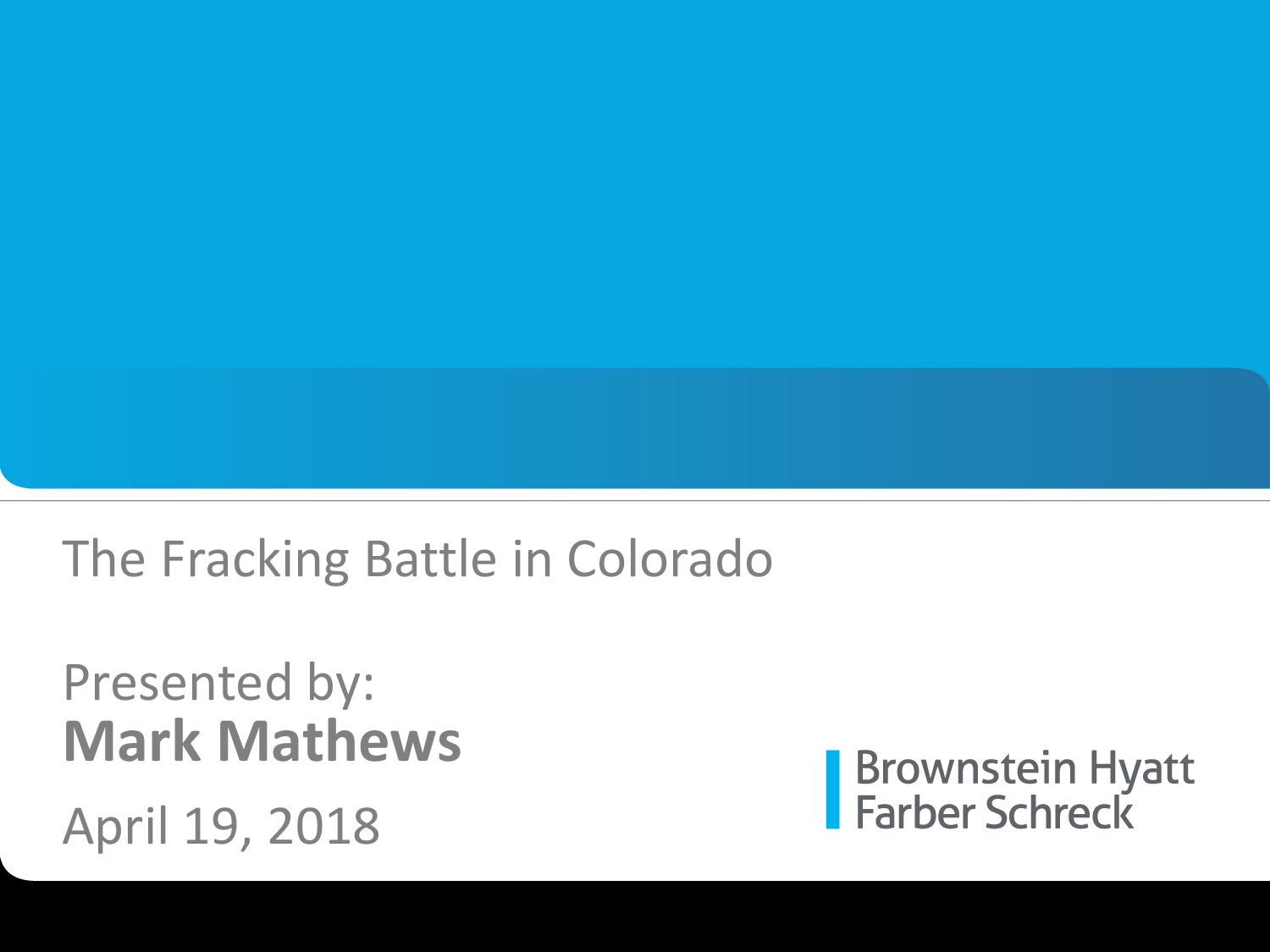# The Fracking Battle in Colorado

Presented by:
**Mark Mathews**

April 19, 2018

Brownstein Hyatt Farber Schreck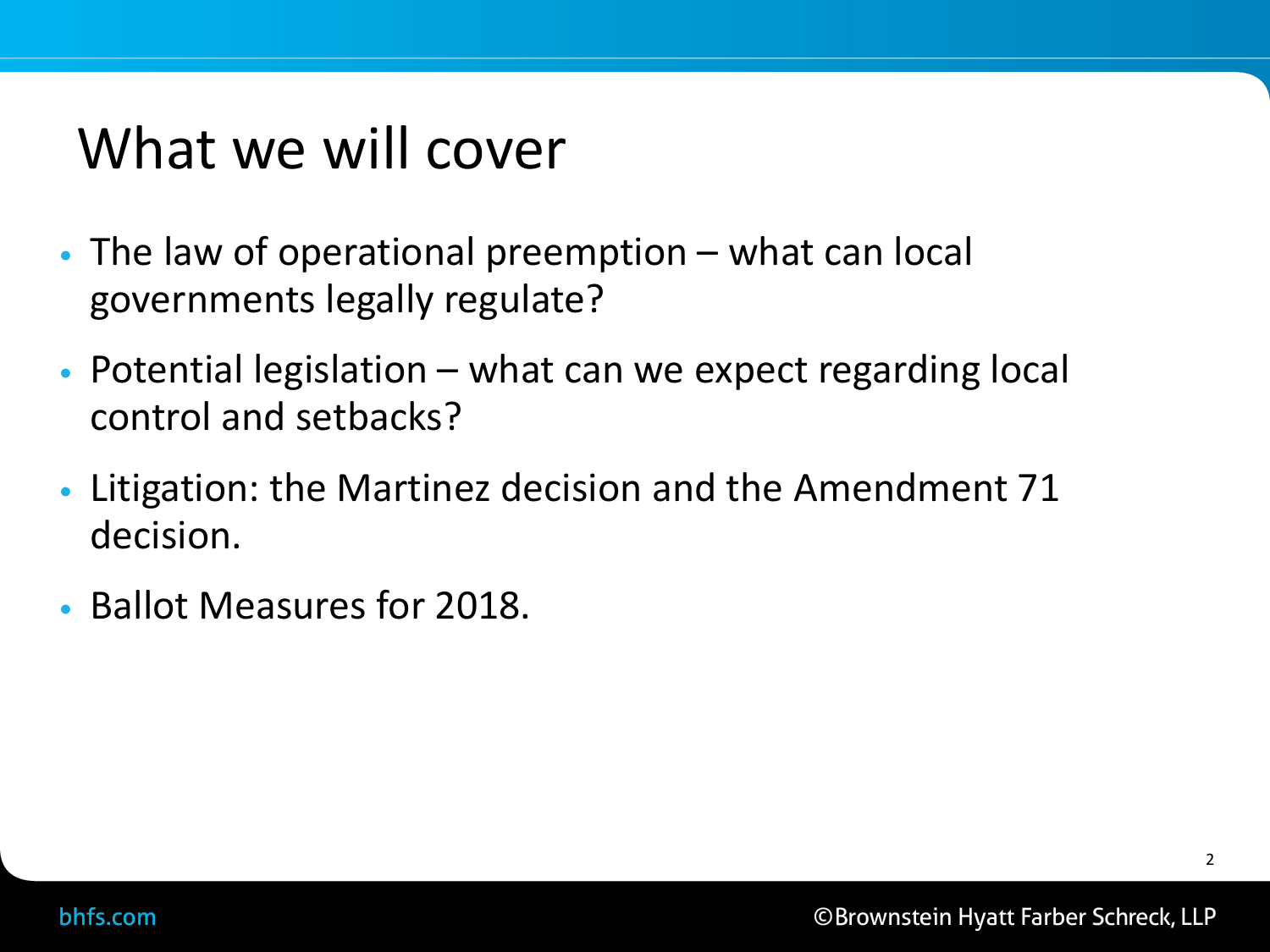# What we will cover

- The law of operational preemption – what can local governments legally regulate?
- Potential legislation – what can we expect regarding local control and setbacks?
- Litigation: the Martinez decision and the Amendment 71 decision.
- Ballot Measures for 2018.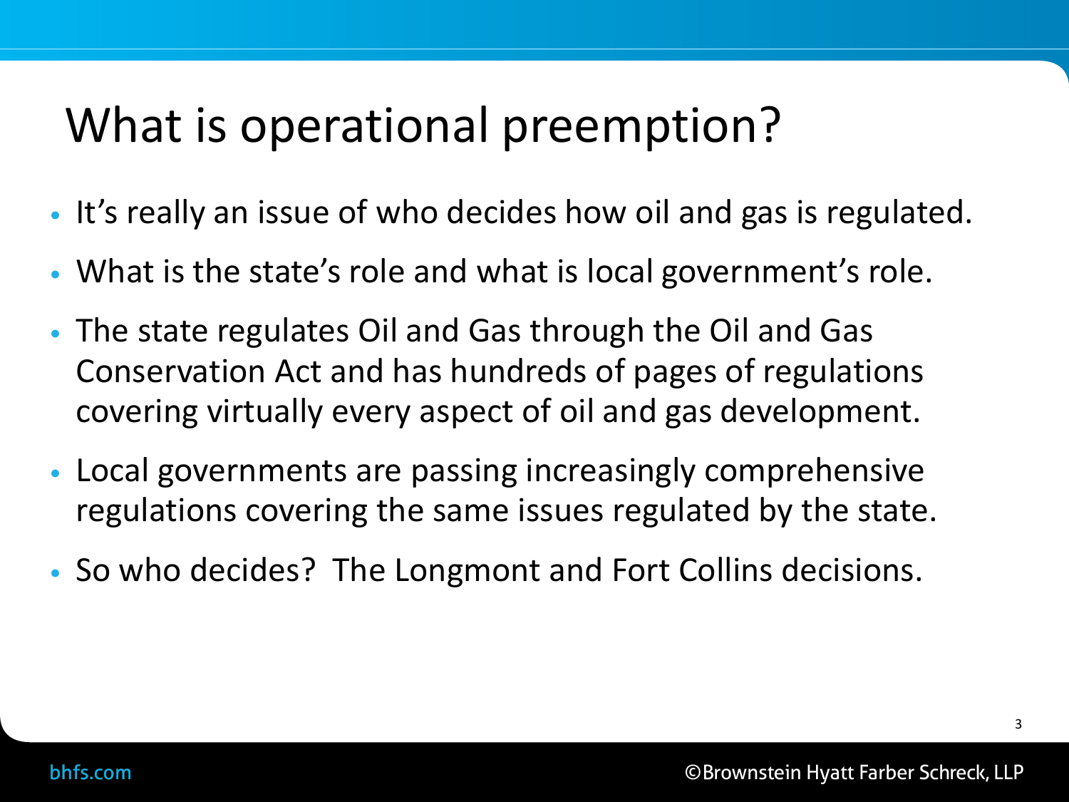# What is operational preemption?

- It's really an issue of who decides how oil and gas is regulated.
- What is the state's role and what is local government's role.
- The state regulates Oil and Gas through the Oil and Gas Conservation Act and has hundreds of pages of regulations covering virtually every aspect of oil and gas development.
- Local governments are passing increasingly comprehensive regulations covering the same issues regulated by the state.
- So who decides? The Longmont and Fort Collins decisions.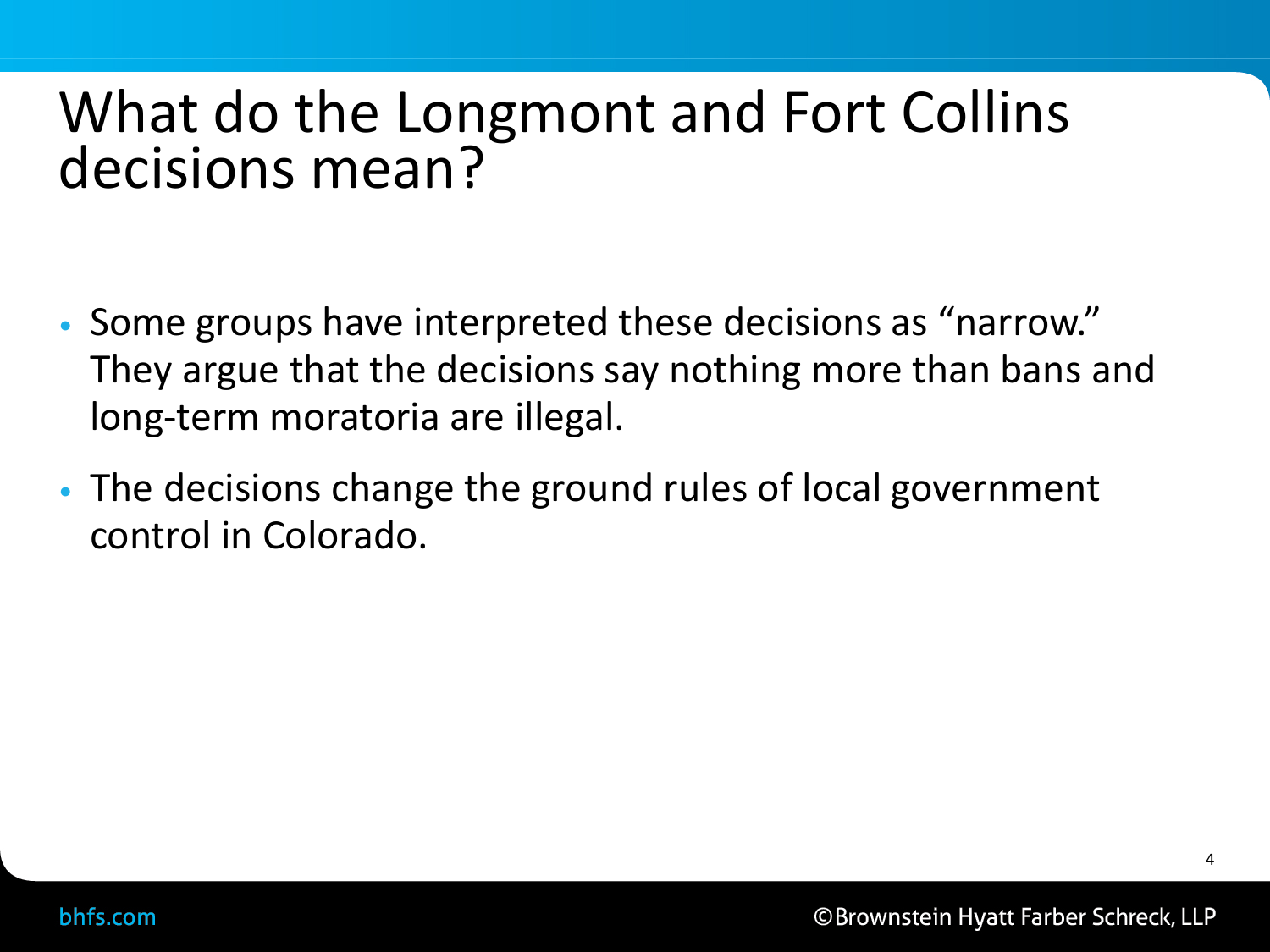# What do the Longmont and Fort Collins decisions mean?

- Some groups have interpreted these decisions as “narrow.” They argue that the decisions say nothing more than bans and long-term moratoria are illegal.
- The decisions change the ground rules of local government control in Colorado.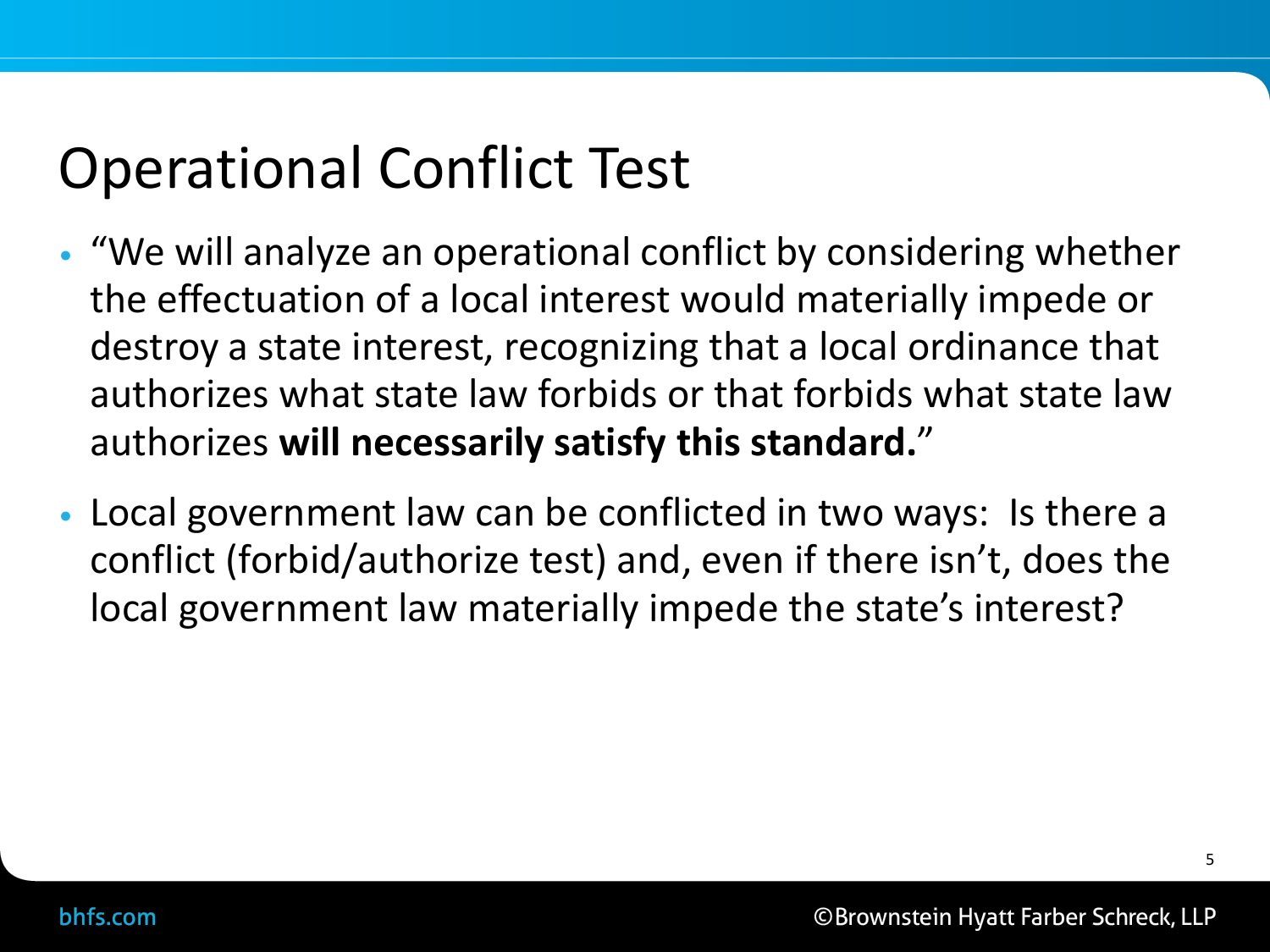# Operational Conflict Test

- "We will analyze an operational conflict by considering whether the effectuation of a local interest would materially impede or destroy a state interest, recognizing that a local ordinance that authorizes what state law forbids or that forbids what state law authorizes **will necessarily satisfy this standard.**"
- Local government law can be conflicted in two ways: Is there a conflict (forbid/authorize test) and, even if there isn't, does the local government law materially impede the state's interest?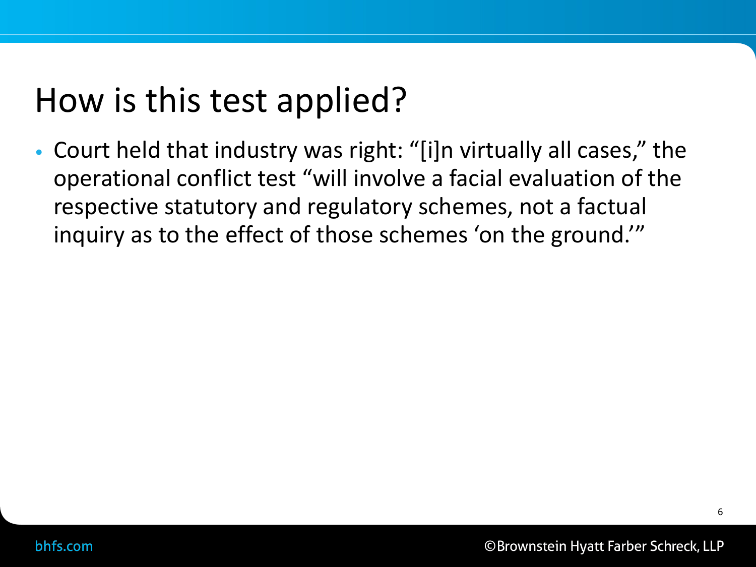# How is this test applied?

- Court held that industry was right: "[i]n virtually all cases," the operational conflict test "will involve a facial evaluation of the respective statutory and regulatory schemes, not a factual inquiry as to the effect of those schemes 'on the ground.'"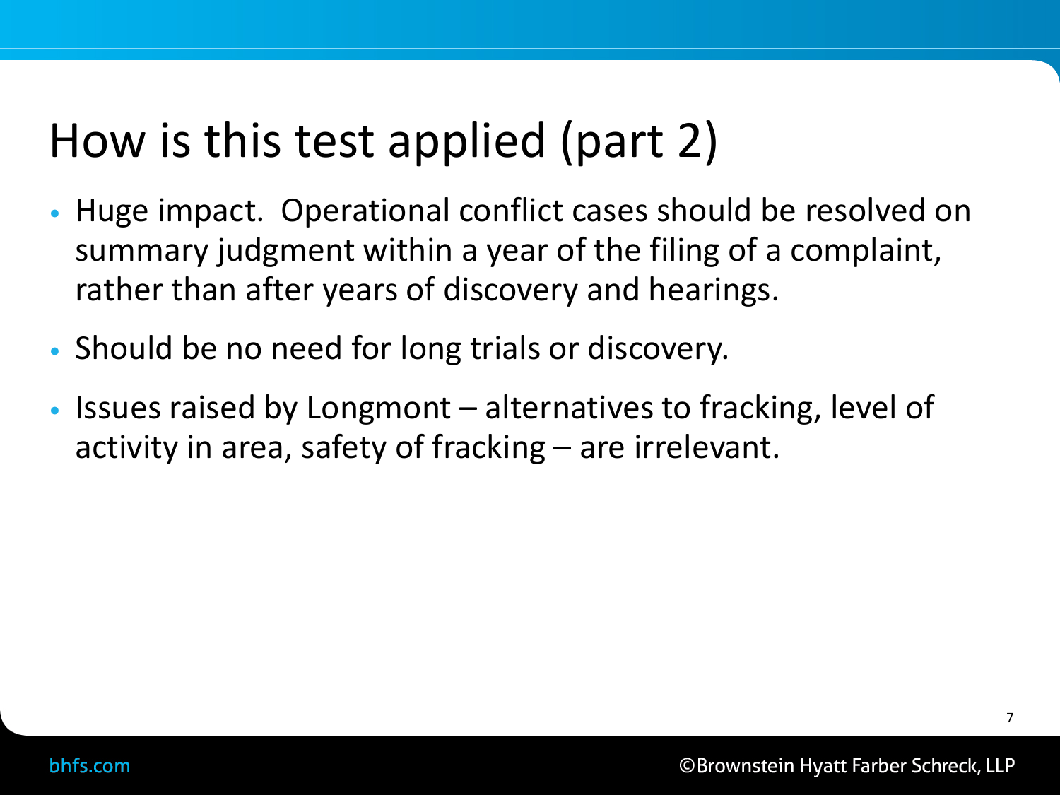# How is this test applied (part 2)

- Huge impact. Operational conflict cases should be resolved on summary judgment within a year of the filing of a complaint, rather than after years of discovery and hearings.
- Should be no need for long trials or discovery.
- Issues raised by Longmont – alternatives to fracking, level of activity in area, safety of fracking – are irrelevant.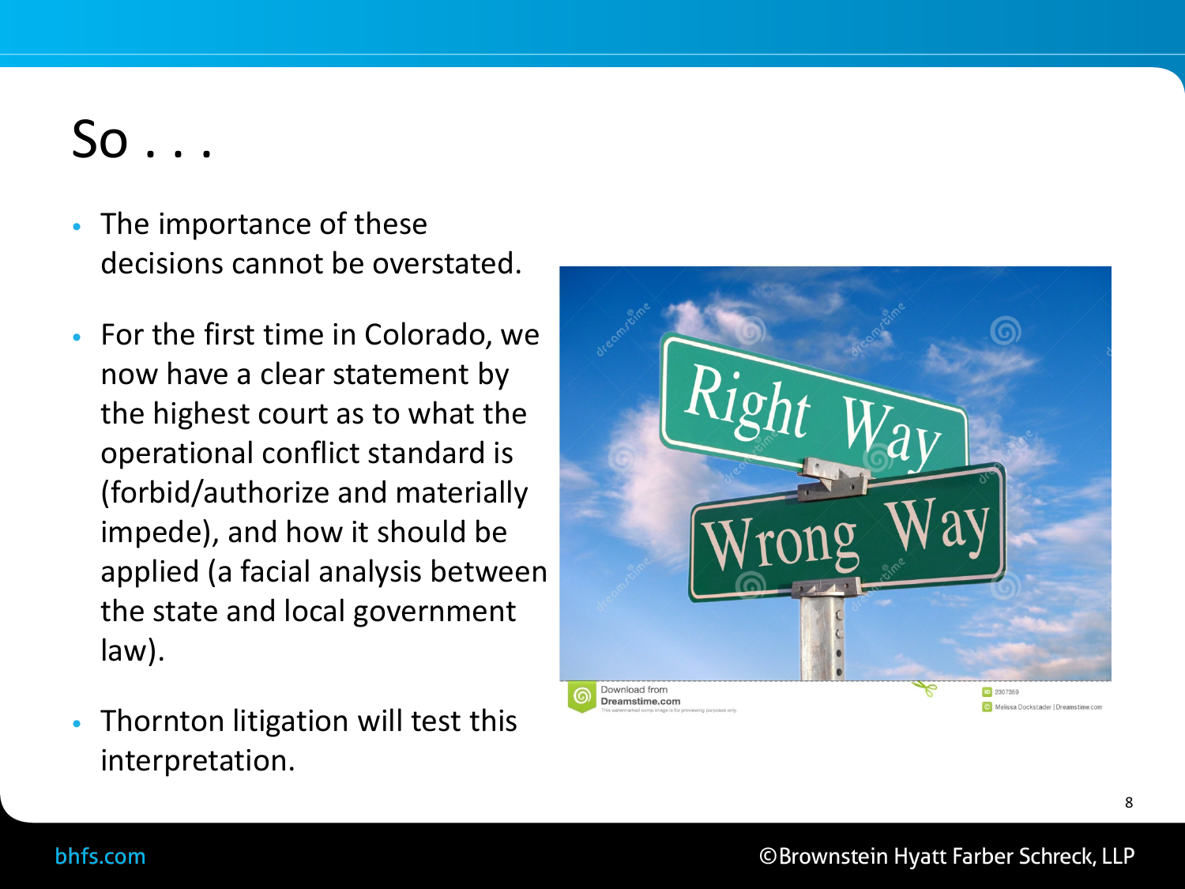# So . . .

- The importance of these decisions cannot be overstated.
- For the first time in Colorado, we now have a clear statement by the highest court as to what the operational conflict standard is (forbid/authorize and materially impede), and how it should be applied (a facial analysis between the state and local government law).
- Thornton litigation will test this interpretation.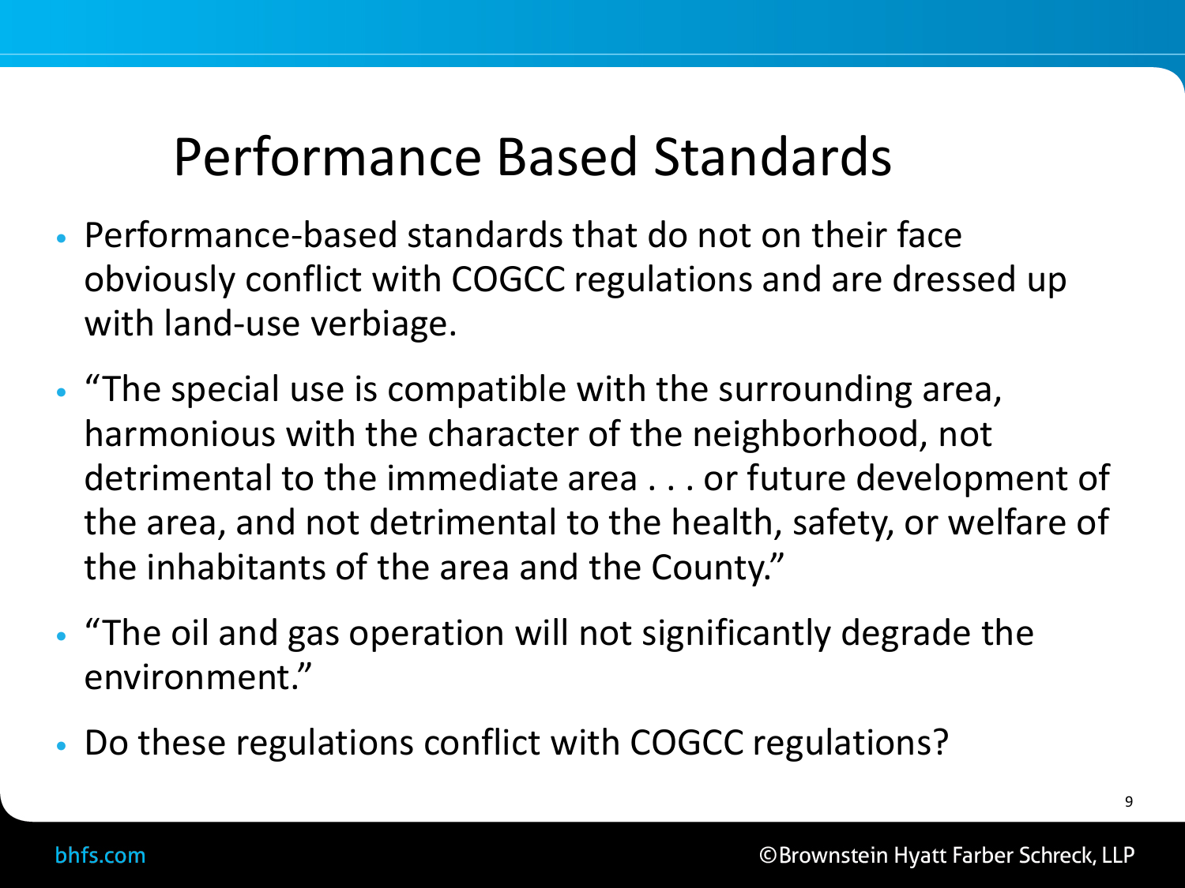# Performance Based Standards

- Performance-based standards that do not on their face obviously conflict with COGCC regulations and are dressed up with land-use verbiage.
- "The special use is compatible with the surrounding area, harmonious with the character of the neighborhood, not detrimental to the immediate area . . . or future development of the area, and not detrimental to the health, safety, or welfare of the inhabitants of the area and the County."
- "The oil and gas operation will not significantly degrade the environment."
- Do these regulations conflict with COGCC regulations?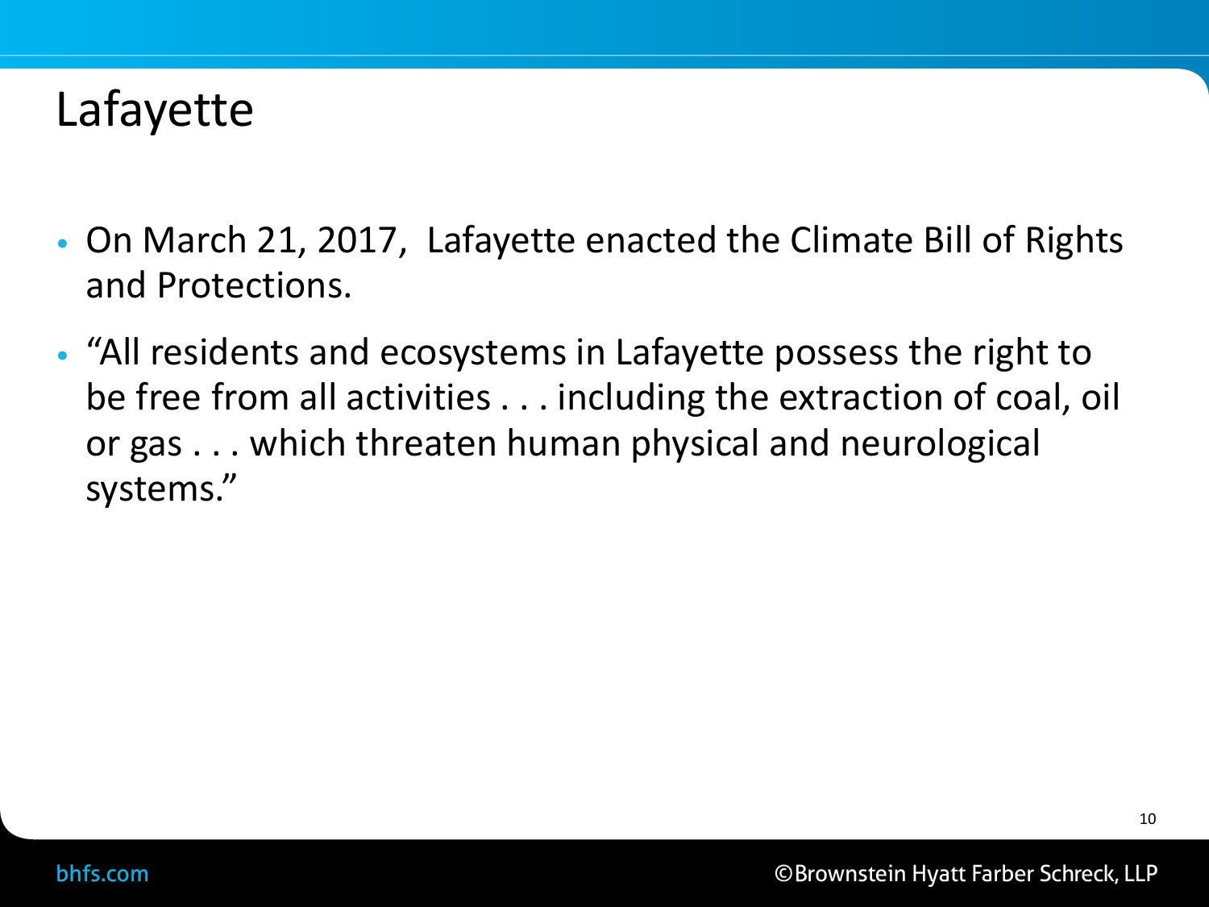# Lafayette

- On March 21, 2017,  Lafayette enacted the Climate Bill of Rights and Protections.
- "All residents and ecosystems in Lafayette possess the right to be free from all activities . . . including the extraction of coal, oil or gas . . . which threaten human physical and neurological systems."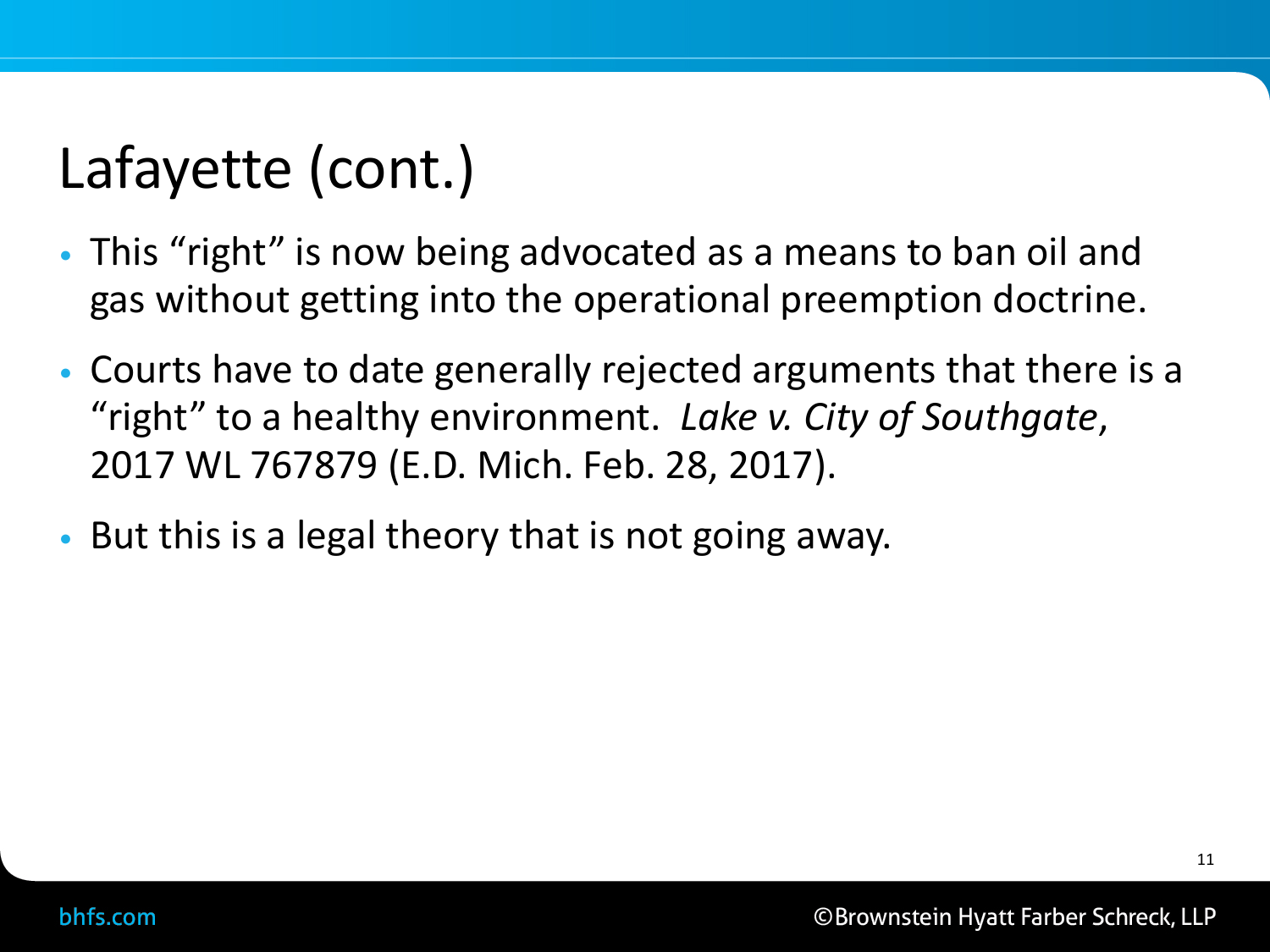# Lafayette (cont.)

- This "right" is now being advocated as a means to ban oil and gas without getting into the operational preemption doctrine.
- Courts have to date generally rejected arguments that there is a "right" to a healthy environment. *Lake v. City of Southgate*, 2017 WL 767879 (E.D. Mich. Feb. 28, 2017).
- But this is a legal theory that is not going away.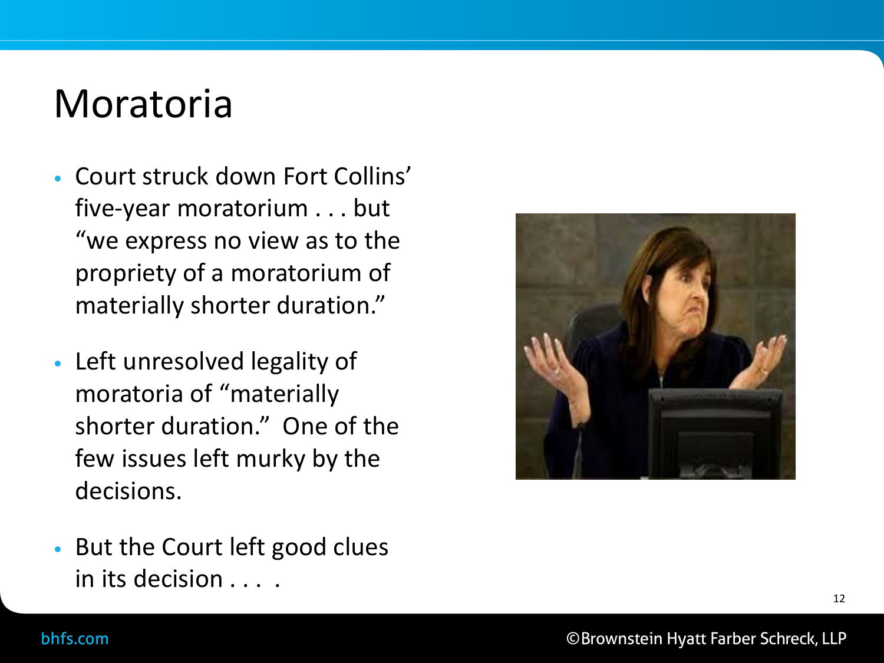# Moratoria

- Court struck down Fort Collins' five-year moratorium . . . but "we express no view as to the propriety of a moratorium of materially shorter duration."
- Left unresolved legality of moratoria of "materially shorter duration." One of the few issues left murky by the decisions.
- But the Court left good clues in its decision . . . .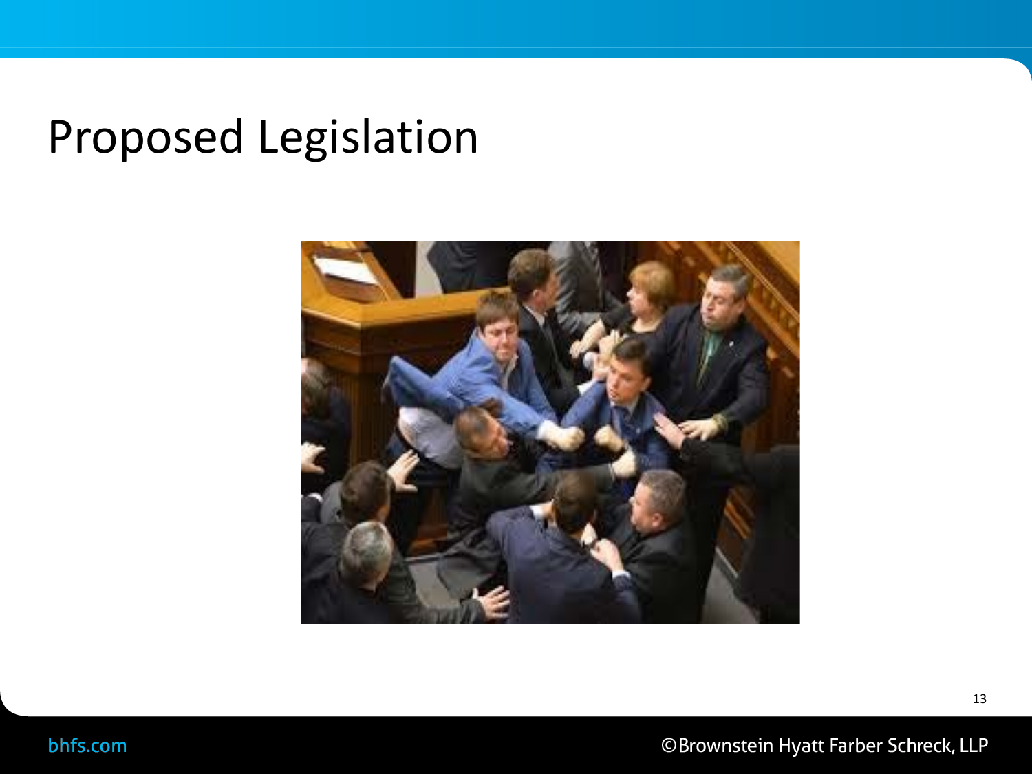# Proposed Legislation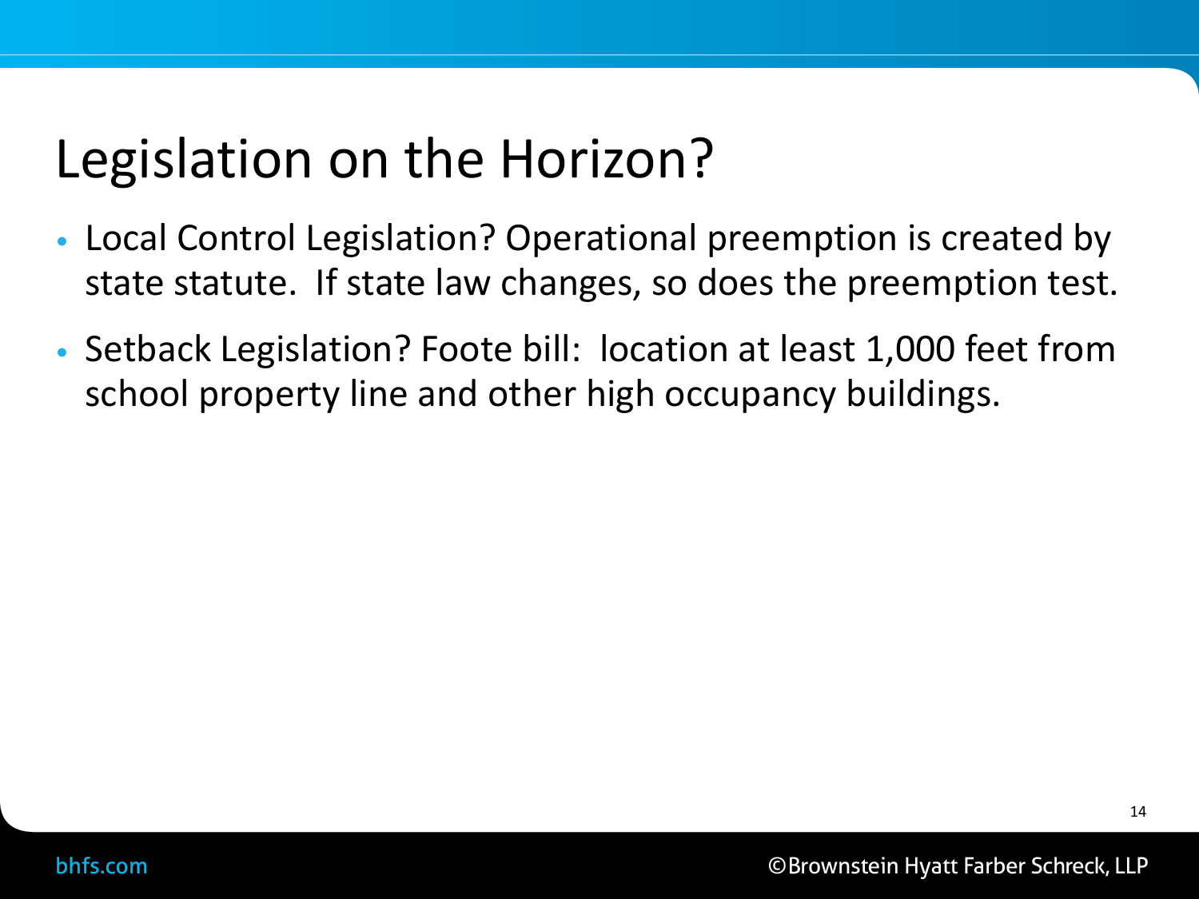# Legislation on the Horizon?

- Local Control Legislation? Operational preemption is created by state statute.  If state law changes, so does the preemption test.
- Setback Legislation? Foote bill:  location at least 1,000 feet from school property line and other high occupancy buildings.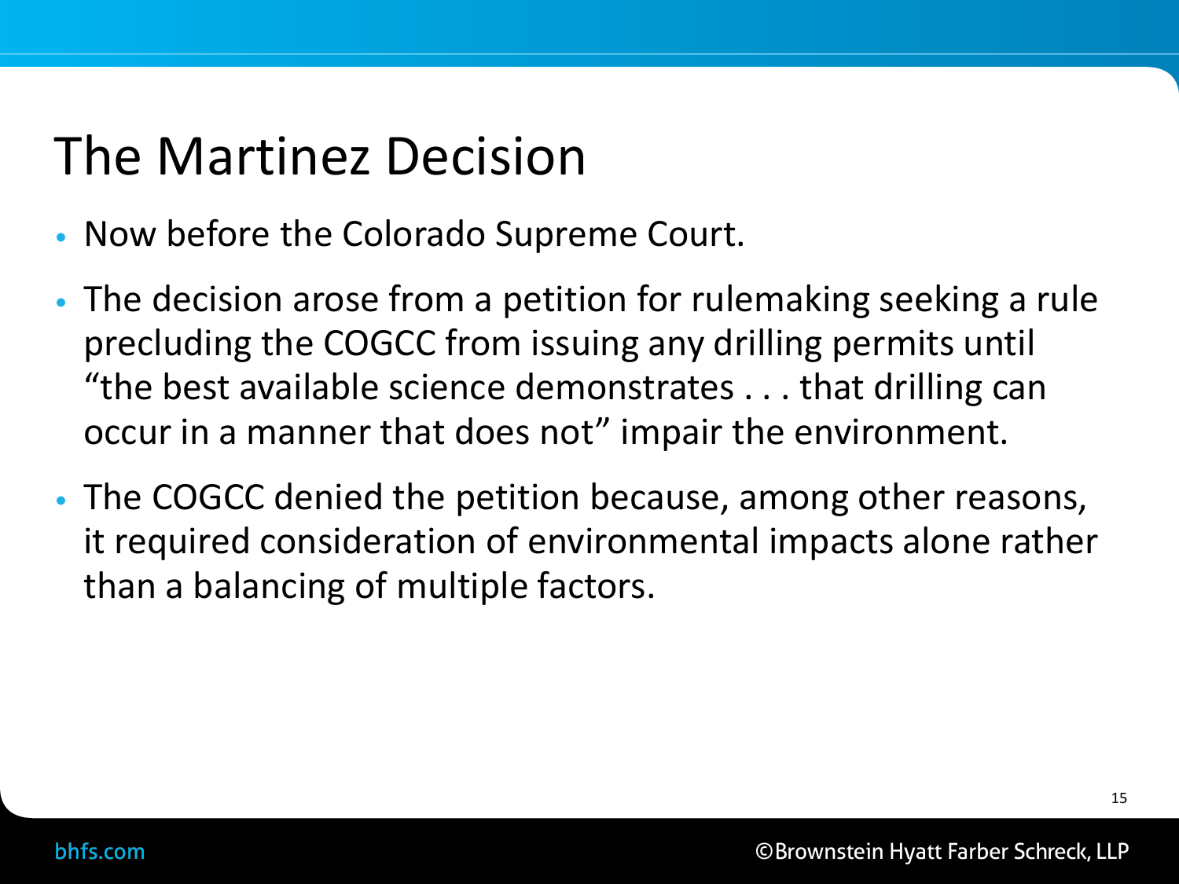# The Martinez Decision

- Now before the Colorado Supreme Court.
- The decision arose from a petition for rulemaking seeking a rule precluding the COGCC from issuing any drilling permits until "the best available science demonstrates . . . that drilling can occur in a manner that does not" impair the environment.
- The COGCC denied the petition because, among other reasons, it required consideration of environmental impacts alone rather than a balancing of multiple factors.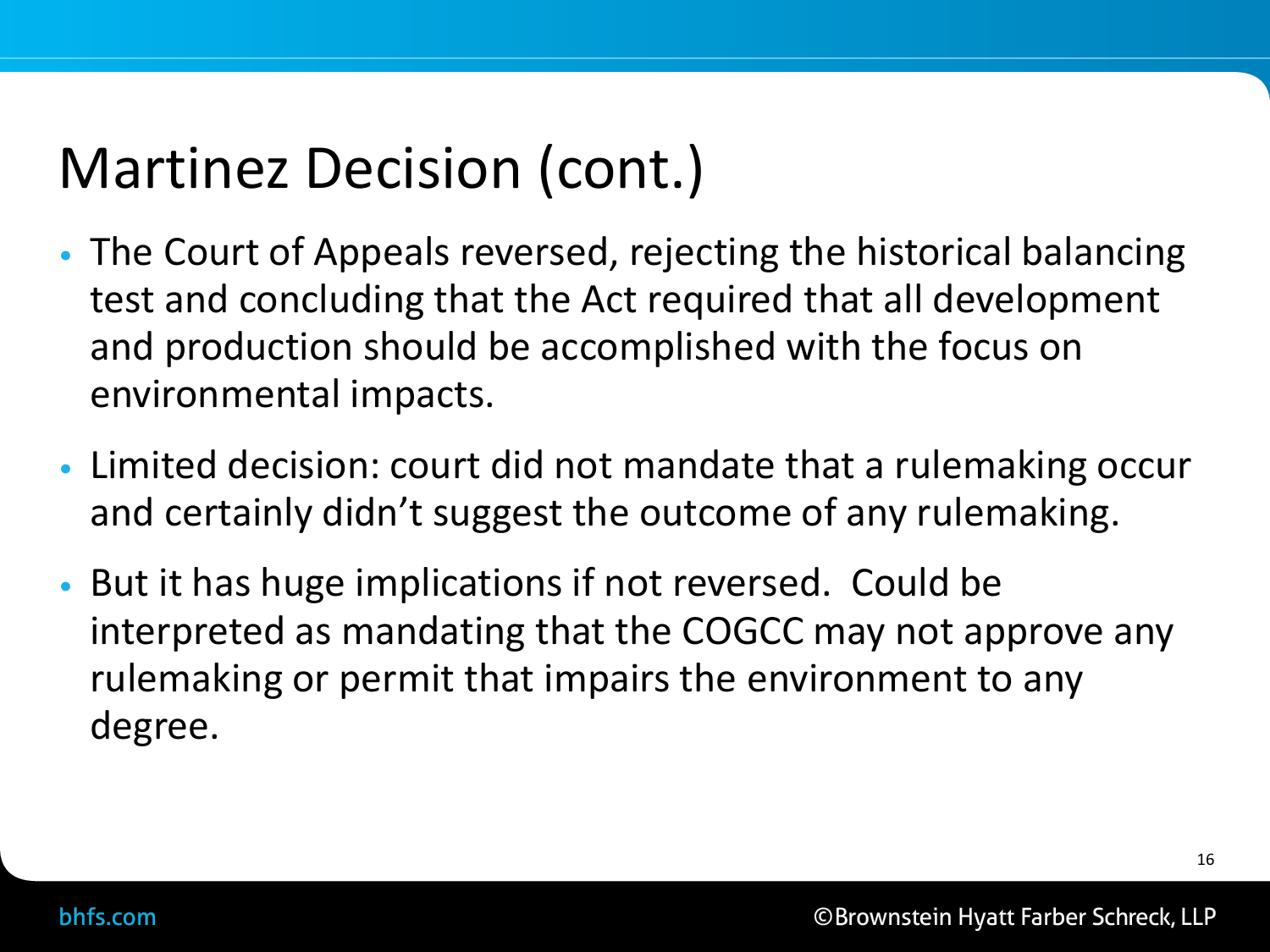# Martinez Decision (cont.)

- The Court of Appeals reversed, rejecting the historical balancing test and concluding that the Act required that all development and production should be accomplished with the focus on environmental impacts.
- Limited decision: court did not mandate that a rulemaking occur and certainly didn't suggest the outcome of any rulemaking.
- But it has huge implications if not reversed. Could be interpreted as mandating that the COGCC may not approve any rulemaking or permit that impairs the environment to any degree.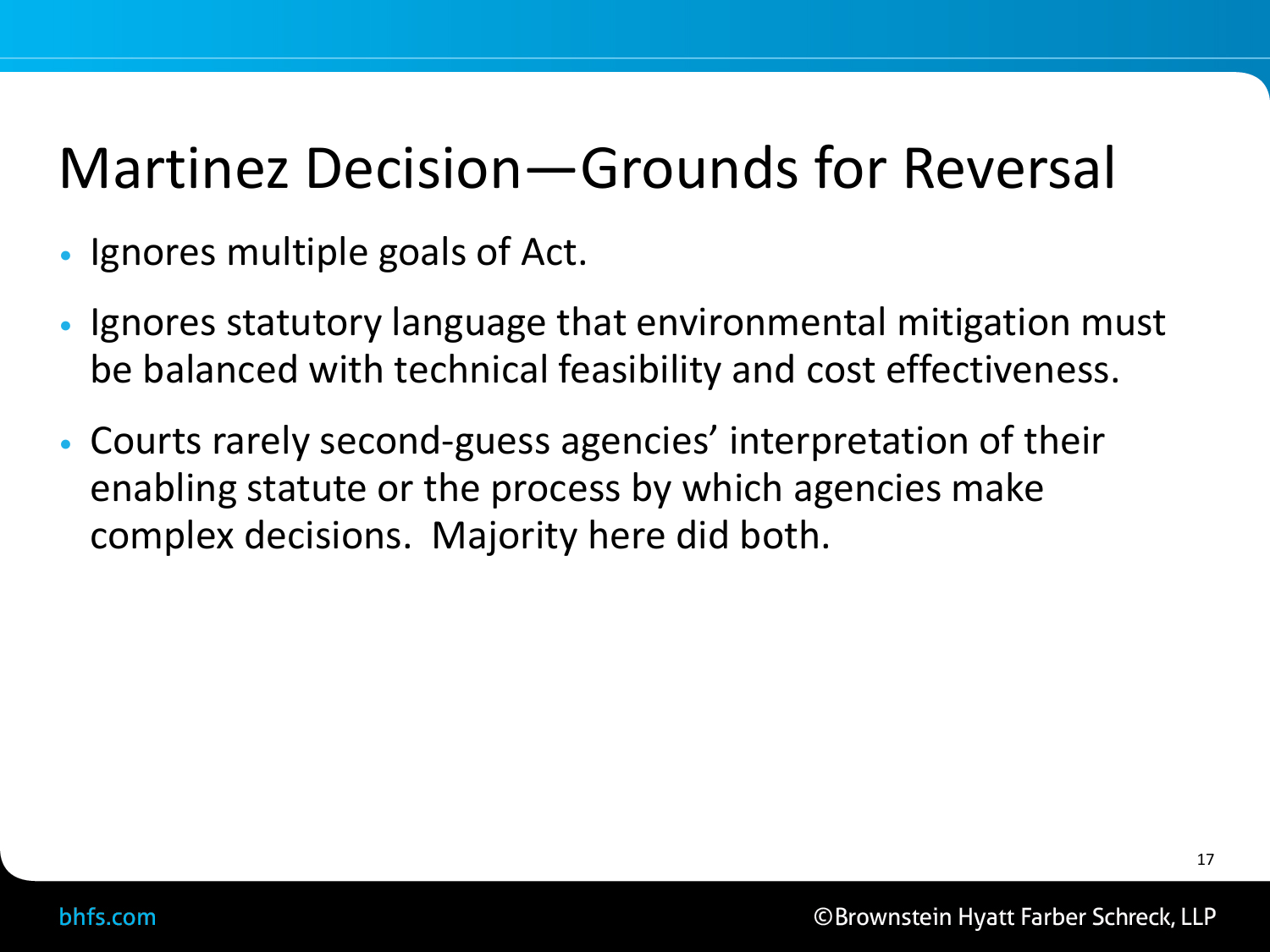# Martinez Decision—Grounds for Reversal

- Ignores multiple goals of Act.
- Ignores statutory language that environmental mitigation must be balanced with technical feasibility and cost effectiveness.
- Courts rarely second-guess agencies' interpretation of their enabling statute or the process by which agencies make complex decisions. Majority here did both.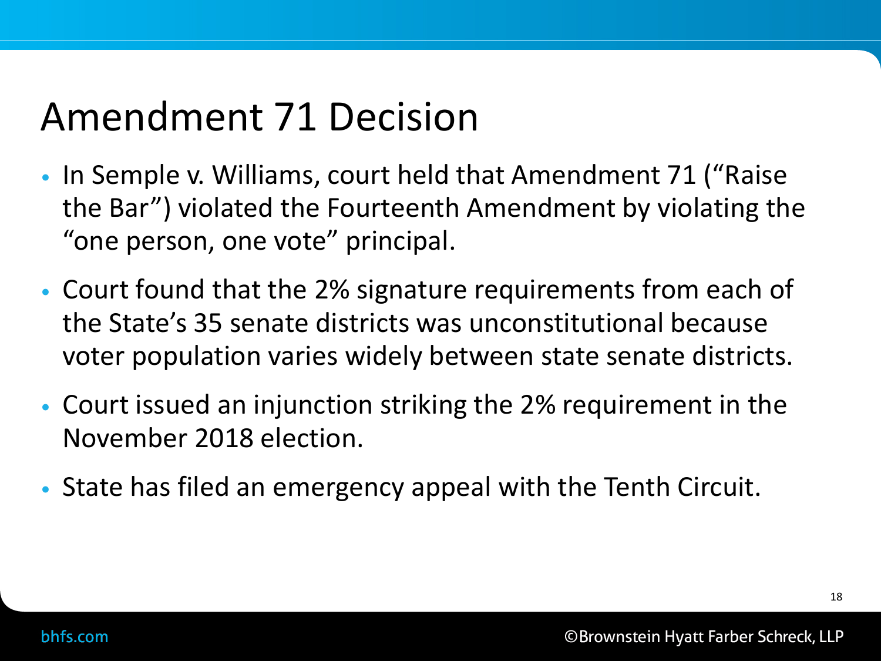# Amendment 71 Decision

- In Semple v. Williams, court held that Amendment 71 (“Raise the Bar”) violated the Fourteenth Amendment by violating the “one person, one vote” principal.
- Court found that the 2% signature requirements from each of the State’s 35 senate districts was unconstitutional because voter population varies widely between state senate districts.
- Court issued an injunction striking the 2% requirement in the November 2018 election.
- State has filed an emergency appeal with the Tenth Circuit.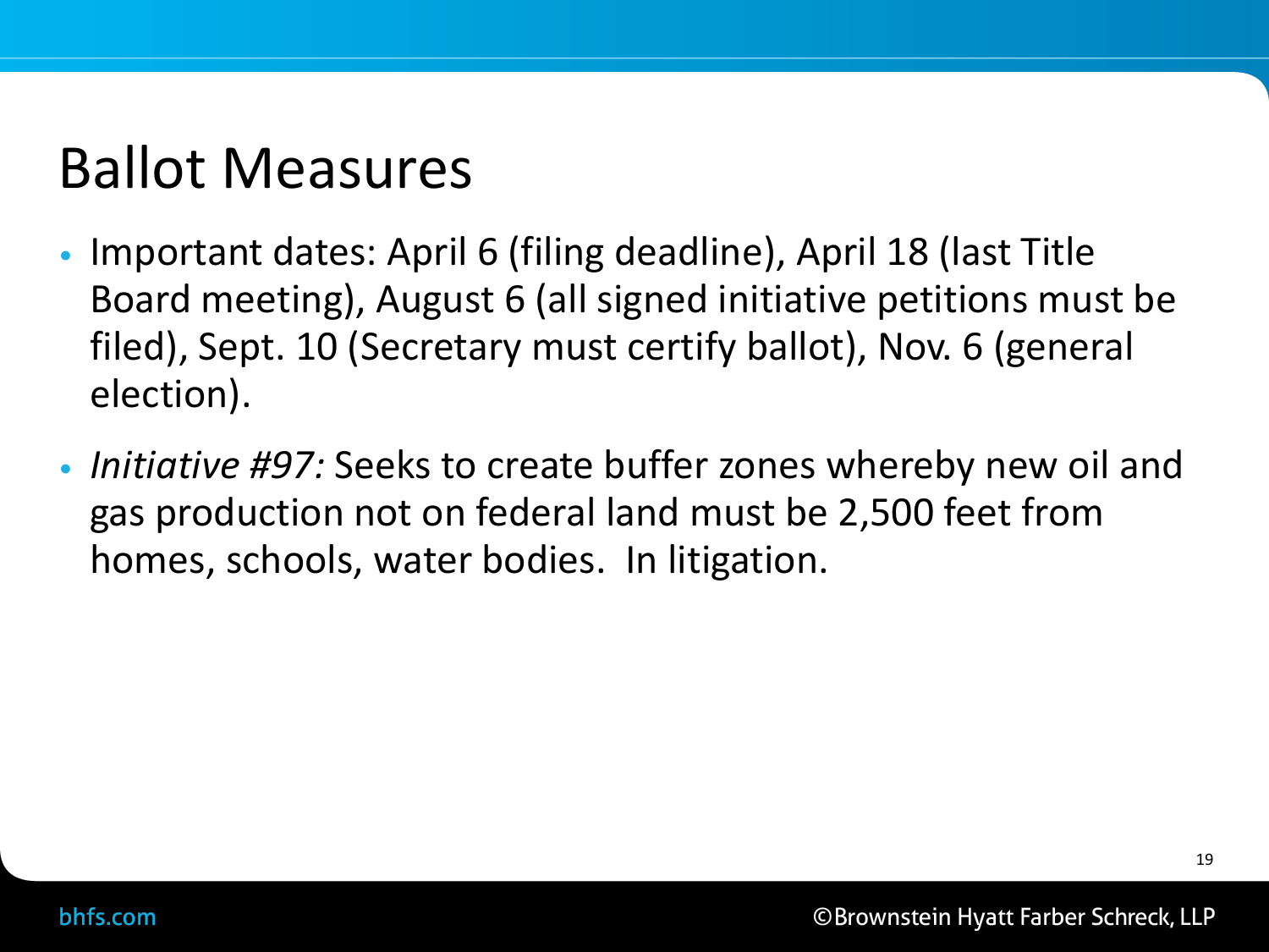# Ballot Measures

- Important dates: April 6 (filing deadline), April 18 (last Title Board meeting), August 6 (all signed initiative petitions must be filed), Sept. 10 (Secretary must certify ballot), Nov. 6 (general election).
- *Initiative #97:* Seeks to create buffer zones whereby new oil and gas production not on federal land must be 2,500 feet from homes, schools, water bodies. In litigation.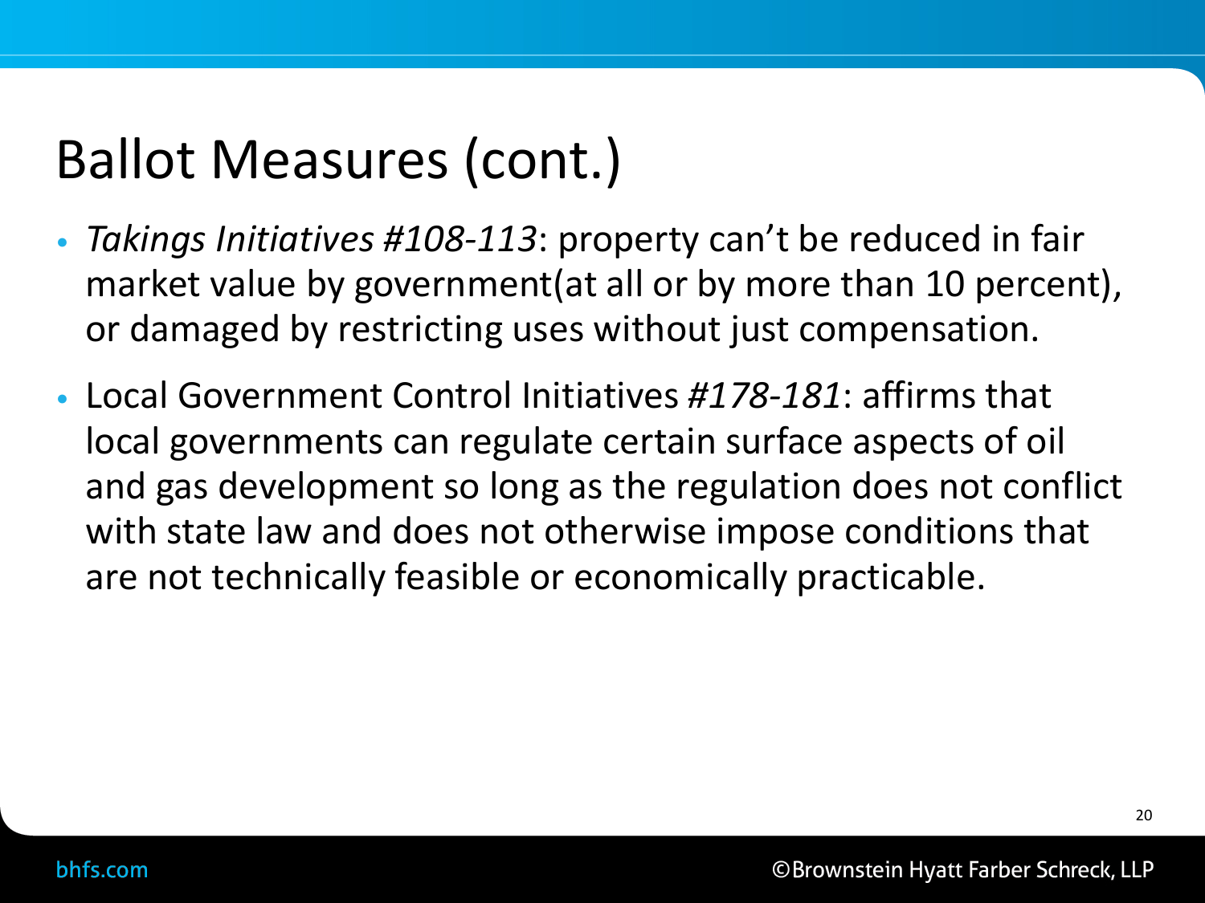# Ballot Measures (cont.)

- *Takings Initiatives #108-113*: property can't be reduced in fair market value by government(at all or by more than 10 percent), or damaged by restricting uses without just compensation.
- Local Government Control Initiatives *#178-181*: affirms that local governments can regulate certain surface aspects of oil and gas development so long as the regulation does not conflict with state law and does not otherwise impose conditions that are not technically feasible or economically practicable.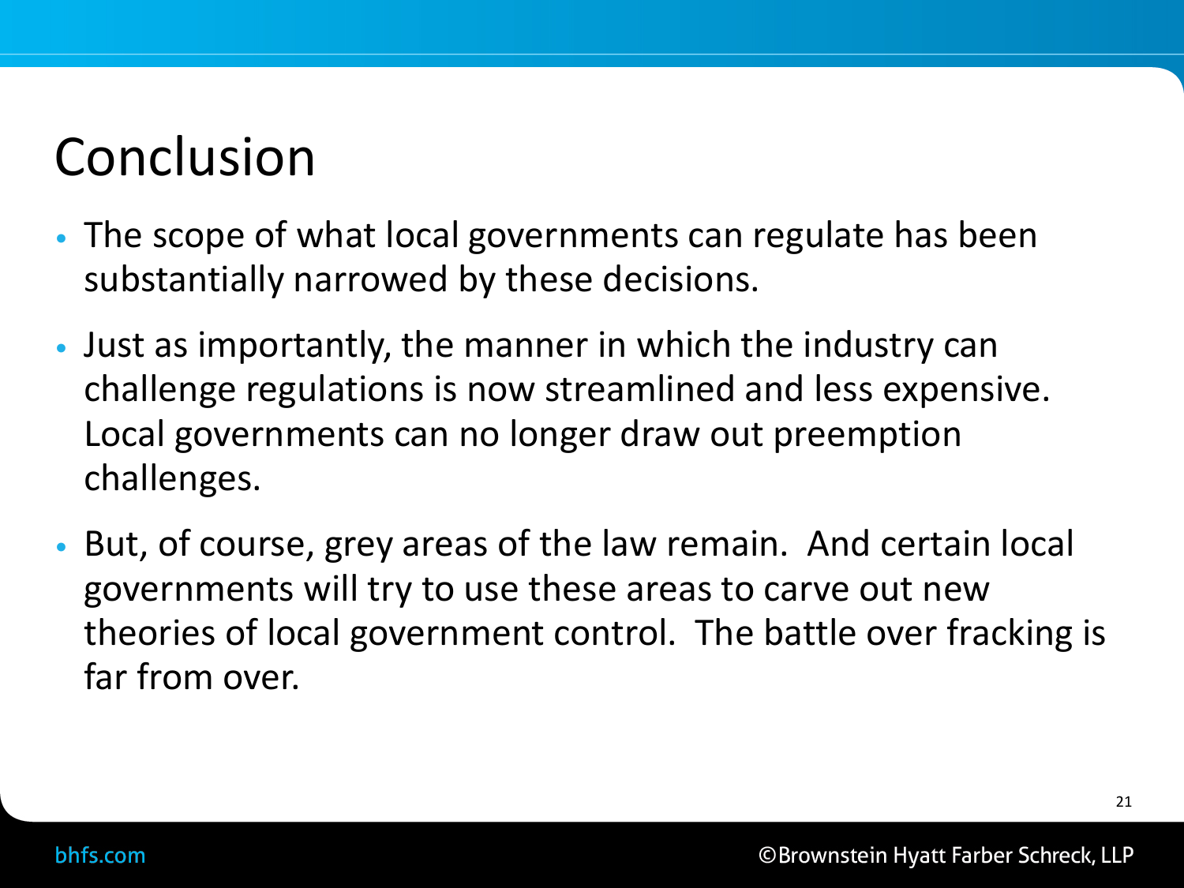# Conclusion

- The scope of what local governments can regulate has been substantially narrowed by these decisions.
- Just as importantly, the manner in which the industry can challenge regulations is now streamlined and less expensive. Local governments can no longer draw out preemption challenges.
- But, of course, grey areas of the law remain. And certain local governments will try to use these areas to carve out new theories of local government control. The battle over fracking is far from over.